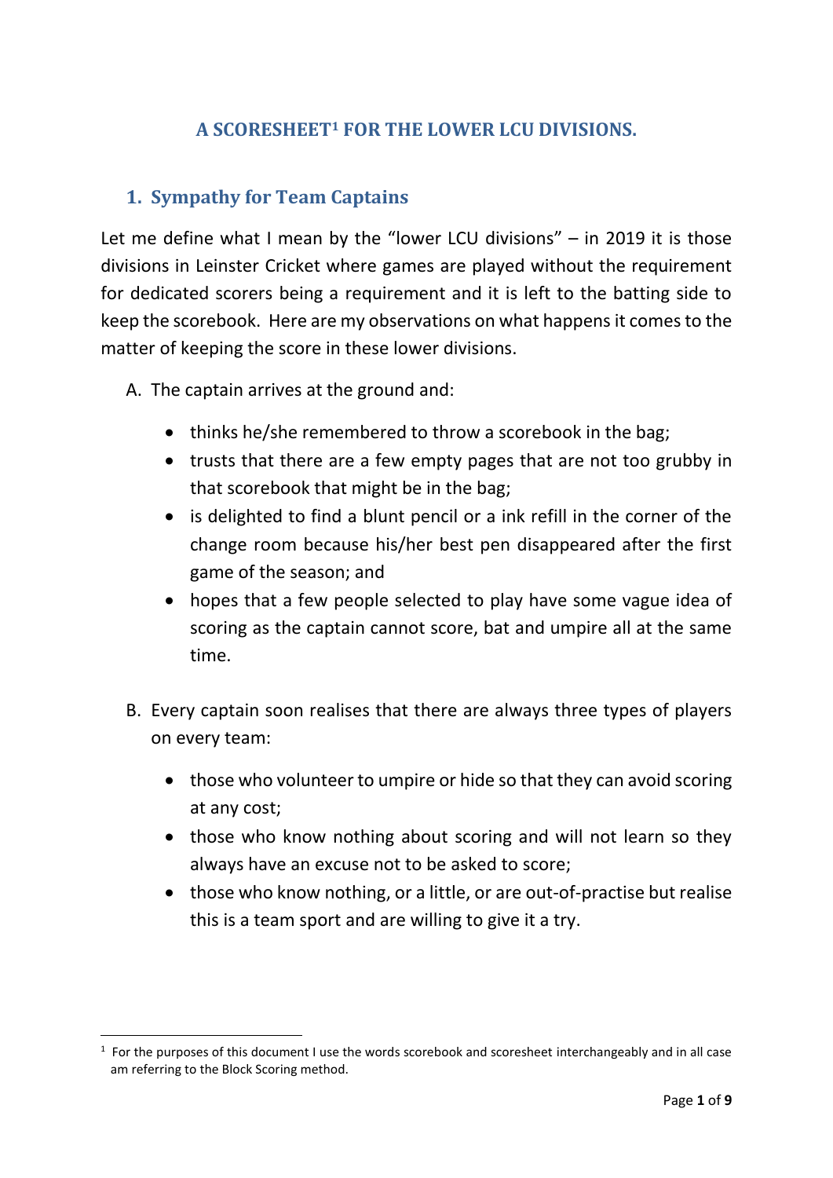# A SCORESHEET[1] FOR THE LOWER LCU DIVISIONS.

## 1. Sympathy for Team Captains

Let me define what I mean by the "lower LCU divisions" – in 2019 it is those divisions in Leinster Cricket where games are played without the requirement for dedicated scorers being a requirement and it is left to the batting side to keep the scorebook. Here are my observations on what happens it comes to the matter of keeping the score in these lower divisions.

A. The captain arrives at the ground and:

- thinks he/she remembered to throw a scorebook in the bag;
- trusts that there are a few empty pages that are not too grubby in that scorebook that might be in the bag;
- is delighted to find a blunt pencil or a ink refill in the corner of the change room because his/her best pen disappeared after the first game of the season; and
- hopes that a few people selected to play have some vague idea of scoring as the captain cannot score, bat and umpire all at the same time.

B. Every captain soon realises that there are always three types of players on every team:

- those who volunteer to umpire or hide so that they can avoid scoring at any cost;
- those who know nothing about scoring and will not learn so they always have an excuse not to be asked to score;
- those who know nothing, or a little, or are out-of-practise but realise this is a team sport and are willing to give it a try.

---

[1] For the purposes of this document I use the words scorebook and scoresheet interchangeably and in all case am referring to the Block Scoring method.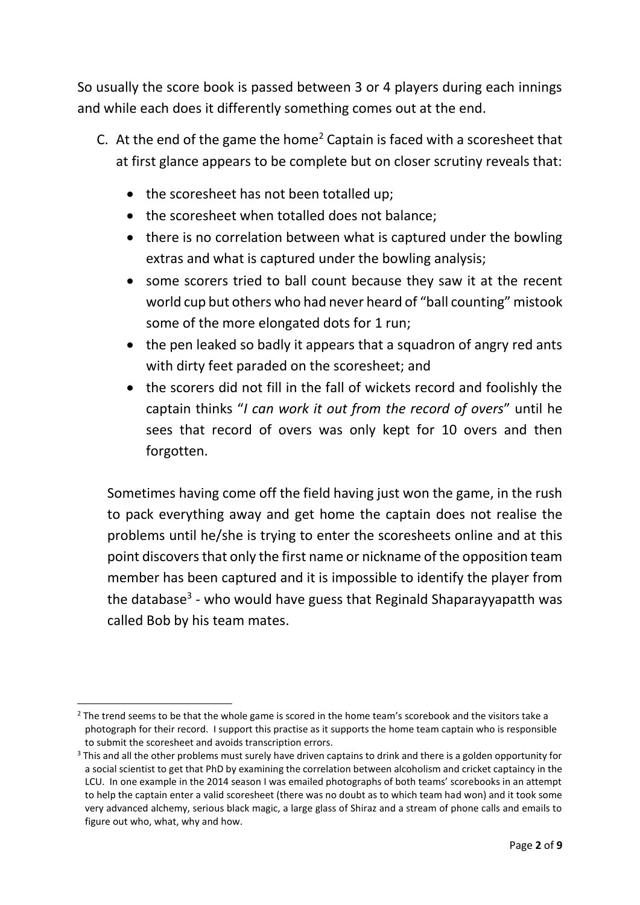So usually the score book is passed between 3 or 4 players during each innings and while each does it differently something comes out at the end.

C. At the end of the game the home[2] Captain is faced with a scoresheet that at first glance appears to be complete but on closer scrutiny reveals that:

- the scoresheet has not been totalled up;
- the scoresheet when totalled does not balance;
- there is no correlation between what is captured under the bowling extras and what is captured under the bowling analysis;
- some scorers tried to ball count because they saw it at the recent world cup but others who had never heard of "ball counting" mistook some of the more elongated dots for 1 run;
- the pen leaked so badly it appears that a squadron of angry red ants with dirty feet paraded on the scoresheet; and
- the scorers did not fill in the fall of wickets record and foolishly the captain thinks "*I can work it out from the record of overs*" until he sees that record of overs was only kept for 10 overs and then forgotten.

Sometimes having come off the field having just won the game, in the rush to pack everything away and get home the captain does not realise the problems until he/she is trying to enter the scoresheets online and at this point discovers that only the first name or nickname of the opposition team member has been captured and it is impossible to identify the player from the database[3] - who would have guess that Reginald Shaparayyapatth was called Bob by his team mates.

[2] The trend seems to be that the whole game is scored in the home team's scorebook and the visitors take a photograph for their record. I support this practise as it supports the home team captain who is responsible to submit the scoresheet and avoids transcription errors.

[3] This and all the other problems must surely have driven captains to drink and there is a golden opportunity for a social scientist to get that PhD by examining the correlation between alcoholism and cricket captaincy in the LCU. In one example in the 2014 season I was emailed photographs of both teams' scorebooks in an attempt to help the captain enter a valid scoresheet (there was no doubt as to which team had won) and it took some very advanced alchemy, serious black magic, a large glass of Shiraz and a stream of phone calls and emails to figure out who, what, why and how.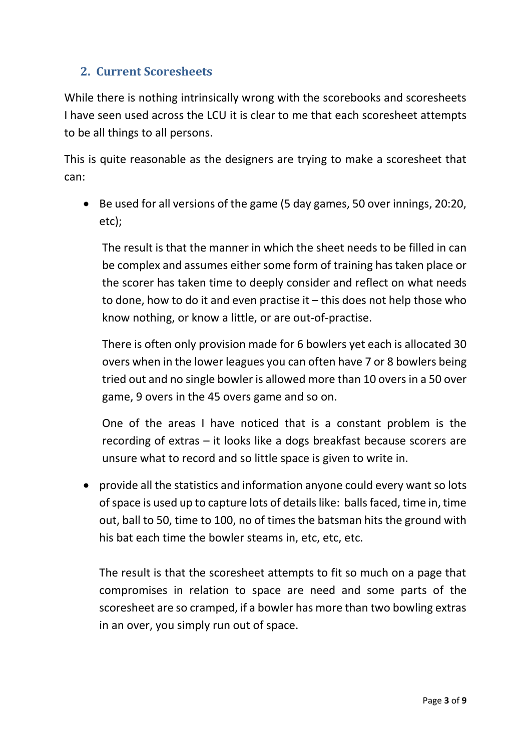## 2. Current Scoresheets

While there is nothing intrinsically wrong with the scorebooks and scoresheets I have seen used across the LCU it is clear to me that each scoresheet attempts to be all things to all persons.

This is quite reasonable as the designers are trying to make a scoresheet that can:

- Be used for all versions of the game (5 day games, 50 over innings, 20:20, etc);

  The result is that the manner in which the sheet needs to be filled in can be complex and assumes either some form of training has taken place or the scorer has taken time to deeply consider and reflect on what needs to done, how to do it and even practise it – this does not help those who know nothing, or know a little, or are out-of-practise.

  There is often only provision made for 6 bowlers yet each is allocated 30 overs when in the lower leagues you can often have 7 or 8 bowlers being tried out and no single bowler is allowed more than 10 overs in a 50 over game, 9 overs in the 45 overs game and so on.

  One of the areas I have noticed that is a constant problem is the recording of extras – it looks like a dogs breakfast because scorers are unsure what to record and so little space is given to write in.

- provide all the statistics and information anyone could every want so lots of space is used up to capture lots of details like: balls faced, time in, time out, ball to 50, time to 100, no of times the batsman hits the ground with his bat each time the bowler steams in, etc, etc, etc.

  The result is that the scoresheet attempts to fit so much on a page that compromises in relation to space are need and some parts of the scoresheet are so cramped, if a bowler has more than two bowling extras in an over, you simply run out of space.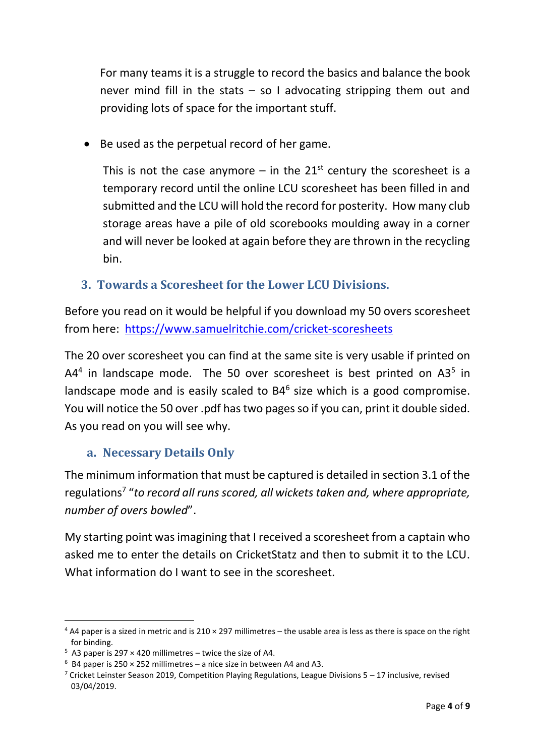For many teams it is a struggle to record the basics and balance the book never mind fill in the stats – so I advocating stripping them out and providing lots of space for the important stuff.

- Be used as the perpetual record of her game.

  This is not the case anymore – in the 21st century the scoresheet is a temporary record until the online LCU scoresheet has been filled in and submitted and the LCU will hold the record for posterity. How many club storage areas have a pile of old scorebooks moulding away in a corner and will never be looked at again before they are thrown in the recycling bin.

## 3. Towards a Scoresheet for the Lower LCU Divisions.

Before you read on it would be helpful if you download my 50 overs scoresheet from here: https://www.samuelritchie.com/cricket-scoresheets

The 20 over scoresheet you can find at the same site is very usable if printed on A4[4] in landscape mode. The 50 over scoresheet is best printed on A3[5] in landscape mode and is easily scaled to B4[6] size which is a good compromise. You will notice the 50 over .pdf has two pages so if you can, print it double sided. As you read on you will see why.

### a. Necessary Details Only

The minimum information that must be captured is detailed in section 3.1 of the regulations[7] "*to record all runs scored, all wickets taken and, where appropriate, number of overs bowled*".

My starting point was imagining that I received a scoresheet from a captain who asked me to enter the details on CricketStatz and then to submit it to the LCU. What information do I want to see in the scoresheet.

---

[4] A4 paper is a sized in metric and is 210 × 297 millimetres – the usable area is less as there is space on the right for binding.

[5] A3 paper is 297 × 420 millimetres – twice the size of A4.

[6] B4 paper is 250 × 252 millimetres – a nice size in between A4 and A3.

[7] Cricket Leinster Season 2019, Competition Playing Regulations, League Divisions 5 – 17 inclusive, revised 03/04/2019.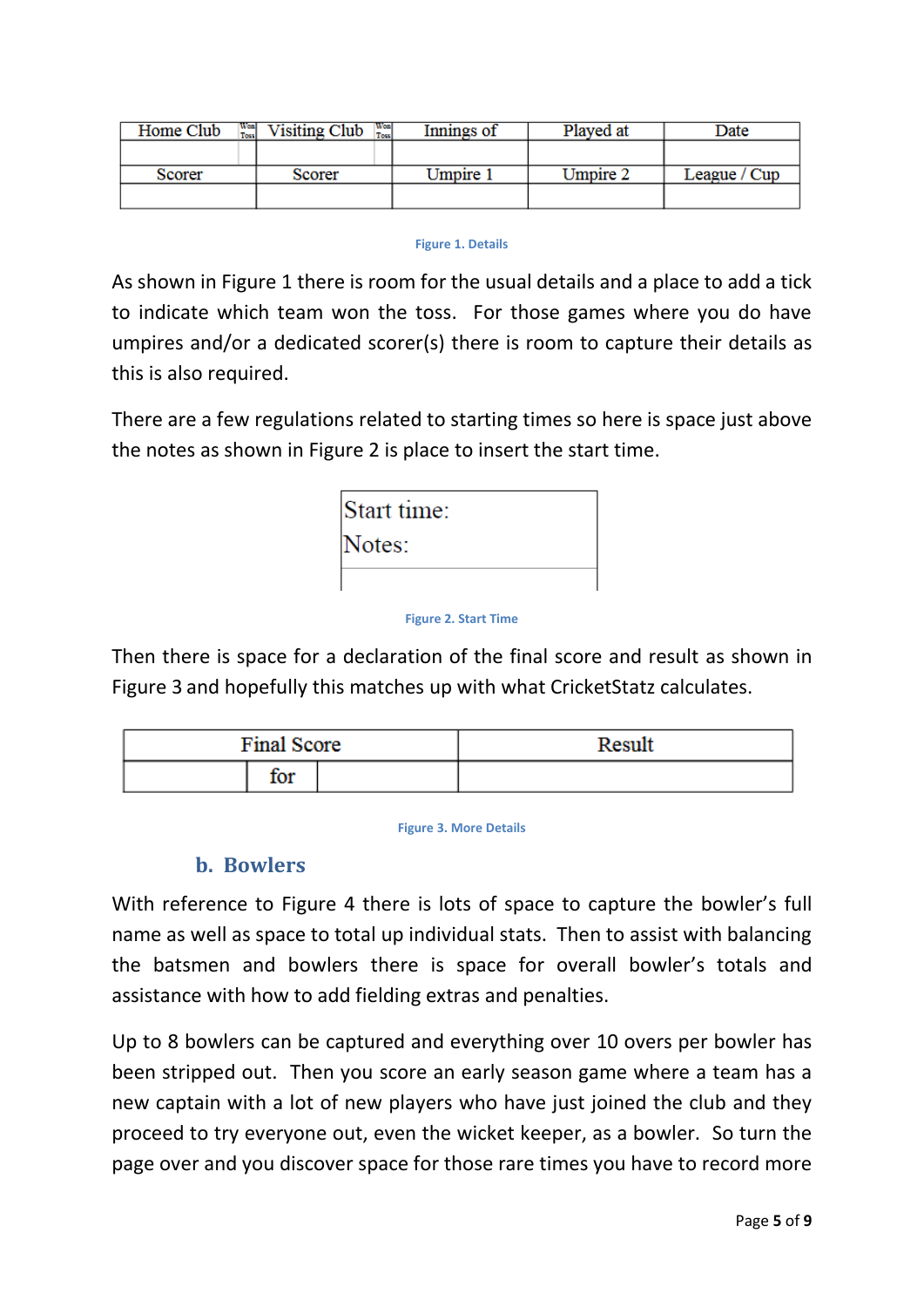| Home Club | Won Toss | Visiting Club | Won Toss | Innings of | Played at | Date |
|---|---|---|---|---|---|---|
| | | | | | | |
| Scorer | | Scorer | | Umpire 1 | Umpire 2 | League / Cup |
| | | | | | | |

Figure 1. Details

As shown in Figure 1 there is room for the usual details and a place to add a tick to indicate which team won the toss. For those games where you do have umpires and/or a dedicated scorer(s) there is room to capture their details as this is also required.

There are a few regulations related to starting times so here is space just above the notes as shown in Figure 2 is place to insert the start time.

| Start time: |
|---|
| Notes: |
| |

Figure 2. Start Time

Then there is space for a declaration of the final score and result as shown in Figure 3 and hopefully this matches up with what CricketStatz calculates.

| Final Score | | | Result |
|---|---|---|---|
| | for | | |

Figure 3. More Details

### b. Bowlers

With reference to Figure 4 there is lots of space to capture the bowler's full name as well as space to total up individual stats. Then to assist with balancing the batsmen and bowlers there is space for overall bowler's totals and assistance with how to add fielding extras and penalties.

Up to 8 bowlers can be captured and everything over 10 overs per bowler has been stripped out. Then you score an early season game where a team has a new captain with a lot of new players who have just joined the club and they proceed to try everyone out, even the wicket keeper, as a bowler. So turn the page over and you discover space for those rare times you have to record more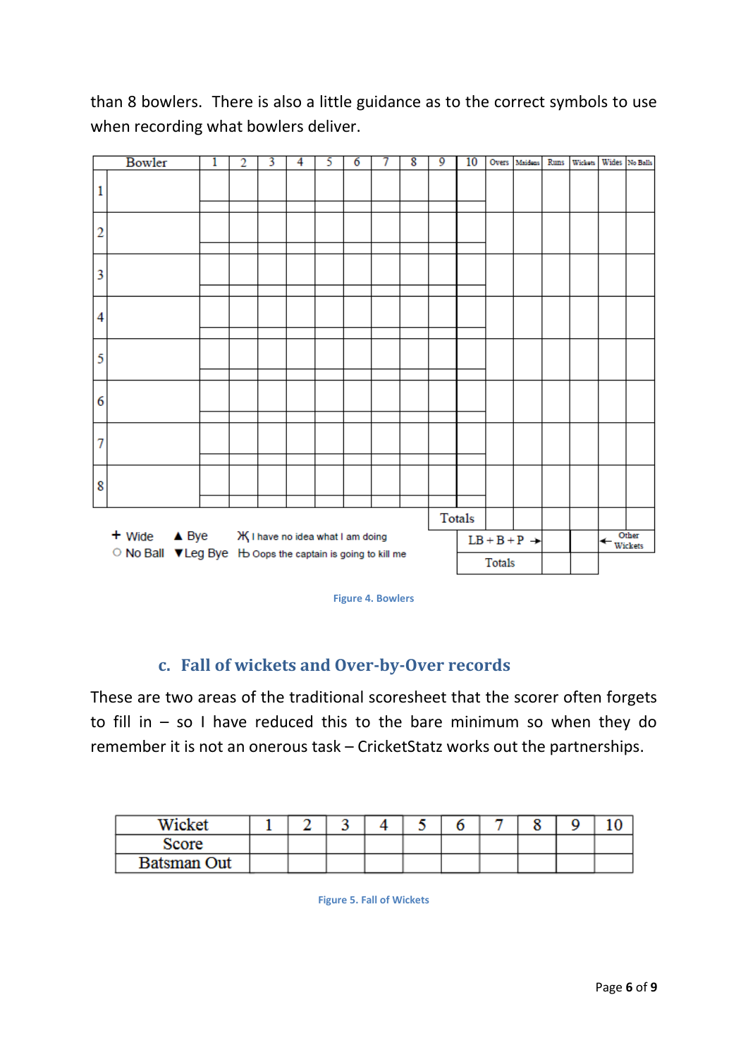than 8 bowlers. There is also a little guidance as to the correct symbols to use when recording what bowlers deliver.

| | Bowler | 1 | 2 | 3 | 4 | 5 | 6 | 7 | 8 | 9 | 10 | Overs | Maidens | Runs | Wickets | Wides | No Balls |
|---|---|---|---|---|---|---|---|---|---|---|---|---|---|---|---|---|---|
| 1 | | | | | | | | | | | | | | | | | |
| 2 | | | | | | | | | | | | | | | | | |
| 3 | | | | | | | | | | | | | | | | | |
| 4 | | | | | | | | | | | | | | | | | |
| 5 | | | | | | | | | | | | | | | | | |
| 6 | | | | | | | | | | | | | | | | | |
| 7 | | | | | | | | | | | | | | | | | |
| 8 | | | | | | | | | | | | | | | | | |
| | | | | | | | | | | | Totals | | | | | | |
| | | | | | | | | | | | LB + B + P → | | | | | ← Other Wickets | |
| | | | | | | | | | | | Totals | | | | | | |

+ Wide ▲ Bye Ж I have no idea what I am doing

○ No Ball ▼Leg Bye Ꮒ Oops the captain is going to kill me

Figure 4. Bowlers

### c. Fall of wickets and Over-by-Over records

These are two areas of the traditional scoresheet that the scorer often forgets to fill in – so I have reduced this to the bare minimum so when they do remember it is not an onerous task – CricketStatz works out the partnerships.

| Wicket | 1 | 2 | 3 | 4 | 5 | 6 | 7 | 8 | 9 | 10 |
|---|---|---|---|---|---|---|---|---|---|---|
| Score | | | | | | | | | | |
| Batsman Out | | | | | | | | | | |

Figure 5. Fall of Wickets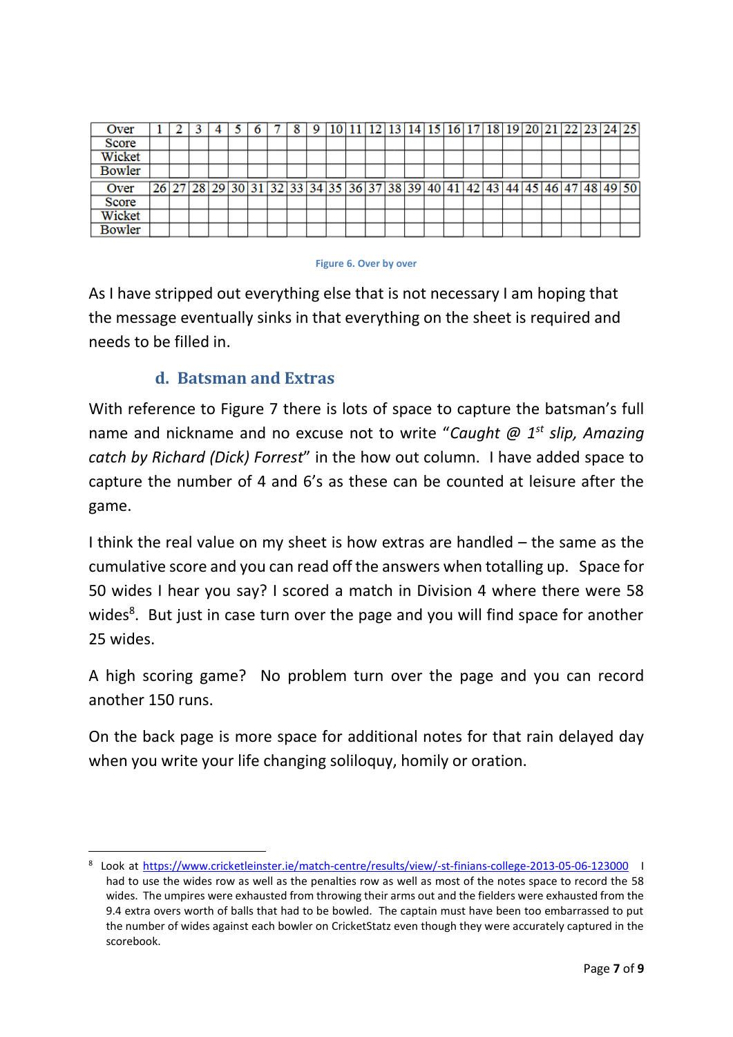| Over | 1 | 2 | 3 | 4 | 5 | 6 | 7 | 8 | 9 | 10 | 11 | 12 | 13 | 14 | 15 | 16 | 17 | 18 | 19 | 20 | 21 | 22 | 23 | 24 | 25 |
|---|---|---|---|---|---|---|---|---|---|---|---|---|---|---|---|---|---|---|---|---|---|---|---|---|---|
| Score | | | | | | | | | | | | | | | | | | | | | | | | | |
| Wicket | | | | | | | | | | | | | | | | | | | | | | | | | |
| Bowler | | | | | | | | | | | | | | | | | | | | | | | | | |
| Over | 26 | 27 | 28 | 29 | 30 | 31 | 32 | 33 | 34 | 35 | 36 | 37 | 38 | 39 | 40 | 41 | 42 | 43 | 44 | 45 | 46 | 47 | 48 | 49 | 50 |
| Score | | | | | | | | | | | | | | | | | | | | | | | | | |
| Wicket | | | | | | | | | | | | | | | | | | | | | | | | | |
| Bowler | | | | | | | | | | | | | | | | | | | | | | | | | |

Figure 6. Over by over

As I have stripped out everything else that is not necessary I am hoping that the message eventually sinks in that everything on the sheet is required and needs to be filled in.

### d. Batsman and Extras

With reference to Figure 7 there is lots of space to capture the batsman's full name and nickname and no excuse not to write "*Caught @ 1st slip, Amazing catch by Richard (Dick) Forrest*" in the how out column. I have added space to capture the number of 4 and 6's as these can be counted at leisure after the game.

I think the real value on my sheet is how extras are handled – the same as the cumulative score and you can read off the answers when totalling up. Space for 50 wides I hear you say? I scored a match in Division 4 where there were 58 wides[8]. But just in case turn over the page and you will find space for another 25 wides.

A high scoring game? No problem turn over the page and you can record another 150 runs.

On the back page is more space for additional notes for that rain delayed day when you write your life changing soliloquy, homily or oration.

---

[8] Look at https://www.cricketleinster.ie/match-centre/results/view/-st-finians-college-2013-05-06-123000 I had to use the wides row as well as the penalties row as well as most of the notes space to record the 58 wides. The umpires were exhausted from throwing their arms out and the fielders were exhausted from the 9.4 extra overs worth of balls that had to be bowled. The captain must have been too embarrassed to put the number of wides against each bowler on CricketStatz even though they were accurately captured in the scorebook.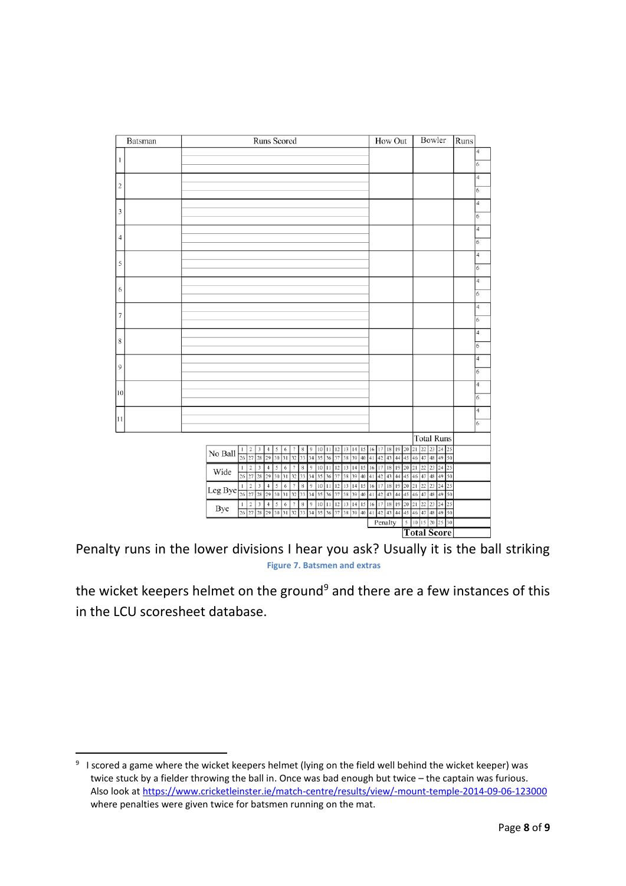| Batsman | Runs Scored | How Out | Bowler | Runs | |
|---|---|---|---|---|---|
| 1 | | | | | 4 / 6 |
| 2 | | | | | 4 / 6 |
| 3 | | | | | 4 / 6 |
| 4 | | | | | 4 / 6 |
| 5 | | | | | 4 / 6 |
| 6 | | | | | 4 / 6 |
| 7 | | | | | 4 / 6 |
| 8 | | | | | 4 / 6 |
| 9 | | | | | 4 / 6 |
| 10 | | | | | 4 / 6 |
| 11 | | | | | 4 / 6 |
| | | | Total Runs | | |

| | | |
|---|---|---|
| No Ball | 1 2 3 4 5 6 7 8 9 10 11 12 13 14 15 16 17 18 19 20 21 22 23 24 25<br>26 27 28 29 30 31 32 33 34 35 36 37 38 39 40 41 42 43 44 45 46 47 48 49 50 | |
| Wide | 1 2 3 4 5 6 7 8 9 10 11 12 13 14 15 16 17 18 19 20 21 22 23 24 25<br>26 27 28 29 30 31 32 33 34 35 36 37 38 39 40 41 42 43 44 45 46 47 48 49 50 | |
| Leg Bye | 1 2 3 4 5 6 7 8 9 10 11 12 13 14 15 16 17 18 19 20 21 22 23 24 25<br>26 27 28 29 30 31 32 33 34 35 36 37 38 39 40 41 42 43 44 45 46 47 48 49 50 | |
| Bye | 1 2 3 4 5 6 7 8 9 10 11 12 13 14 15 16 17 18 19 20 21 22 23 24 25<br>26 27 28 29 30 31 32 33 34 35 36 37 38 39 40 41 42 43 44 45 46 47 48 49 50 | |
| Penalty | 5 10 15 20 25 30 | |
| | Total Score | |

Figure 7. Batsmen and extras

Penalty runs in the lower divisions I hear you ask? Usually it is the ball striking the wicket keepers helmet on the ground[9] and there are a few instances of this in the LCU scoresheet database.

[9] I scored a game where the wicket keepers helmet (lying on the field well behind the wicket keeper) was twice stuck by a fielder throwing the ball in. Once was bad enough but twice – the captain was furious. Also look at https://www.cricketleinster.ie/match-centre/results/view/-mount-temple-2014-09-06-123000 where penalties were given twice for batsmen running on the mat.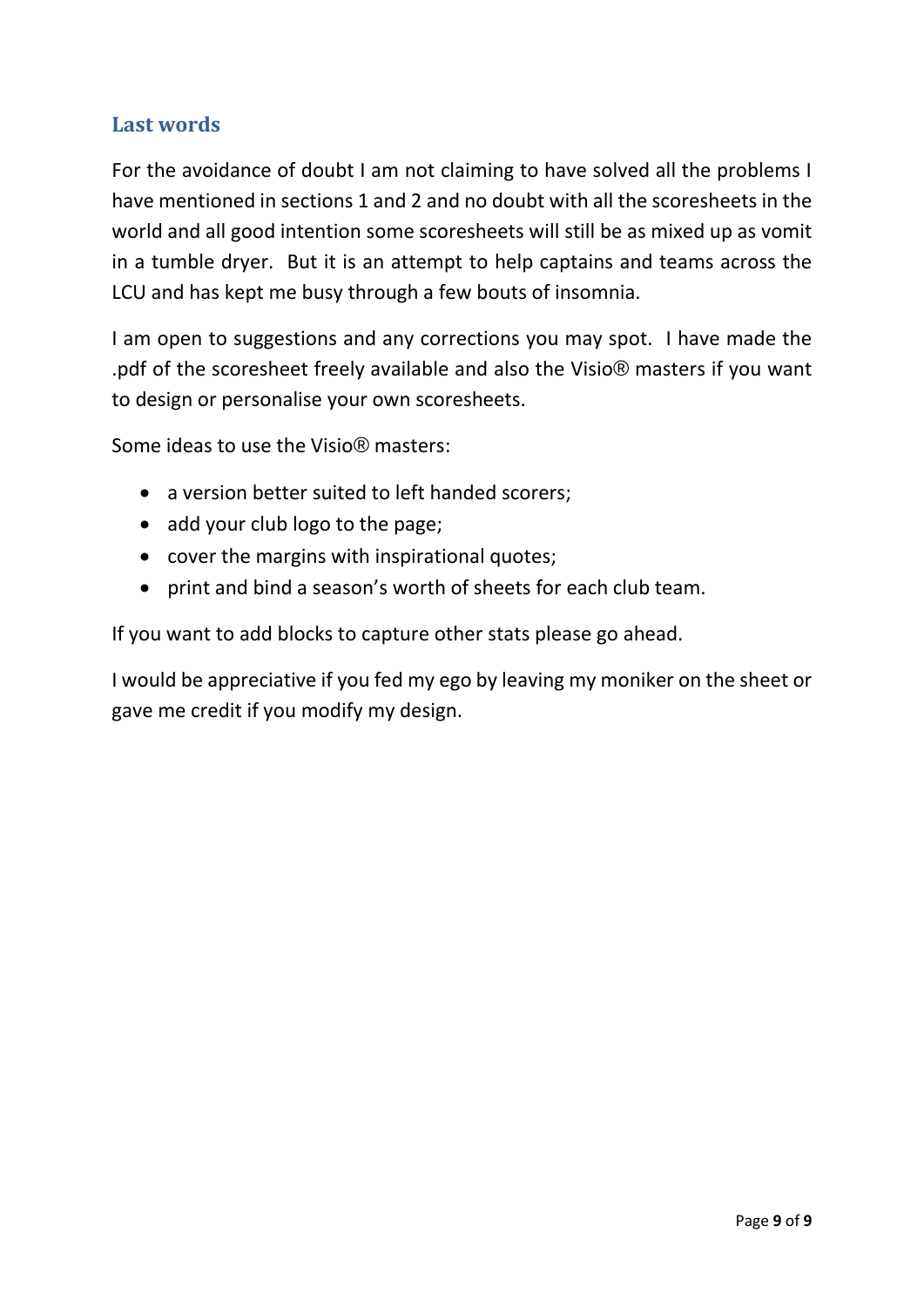## Last words

For the avoidance of doubt I am not claiming to have solved all the problems I have mentioned in sections 1 and 2 and no doubt with all the scoresheets in the world and all good intention some scoresheets will still be as mixed up as vomit in a tumble dryer. But it is an attempt to help captains and teams across the LCU and has kept me busy through a few bouts of insomnia.

I am open to suggestions and any corrections you may spot. I have made the .pdf of the scoresheet freely available and also the Visio® masters if you want to design or personalise your own scoresheets.

Some ideas to use the Visio® masters:

- a version better suited to left handed scorers;
- add your club logo to the page;
- cover the margins with inspirational quotes;
- print and bind a season's worth of sheets for each club team.

If you want to add blocks to capture other stats please go ahead.

I would be appreciative if you fed my ego by leaving my moniker on the sheet or gave me credit if you modify my design.